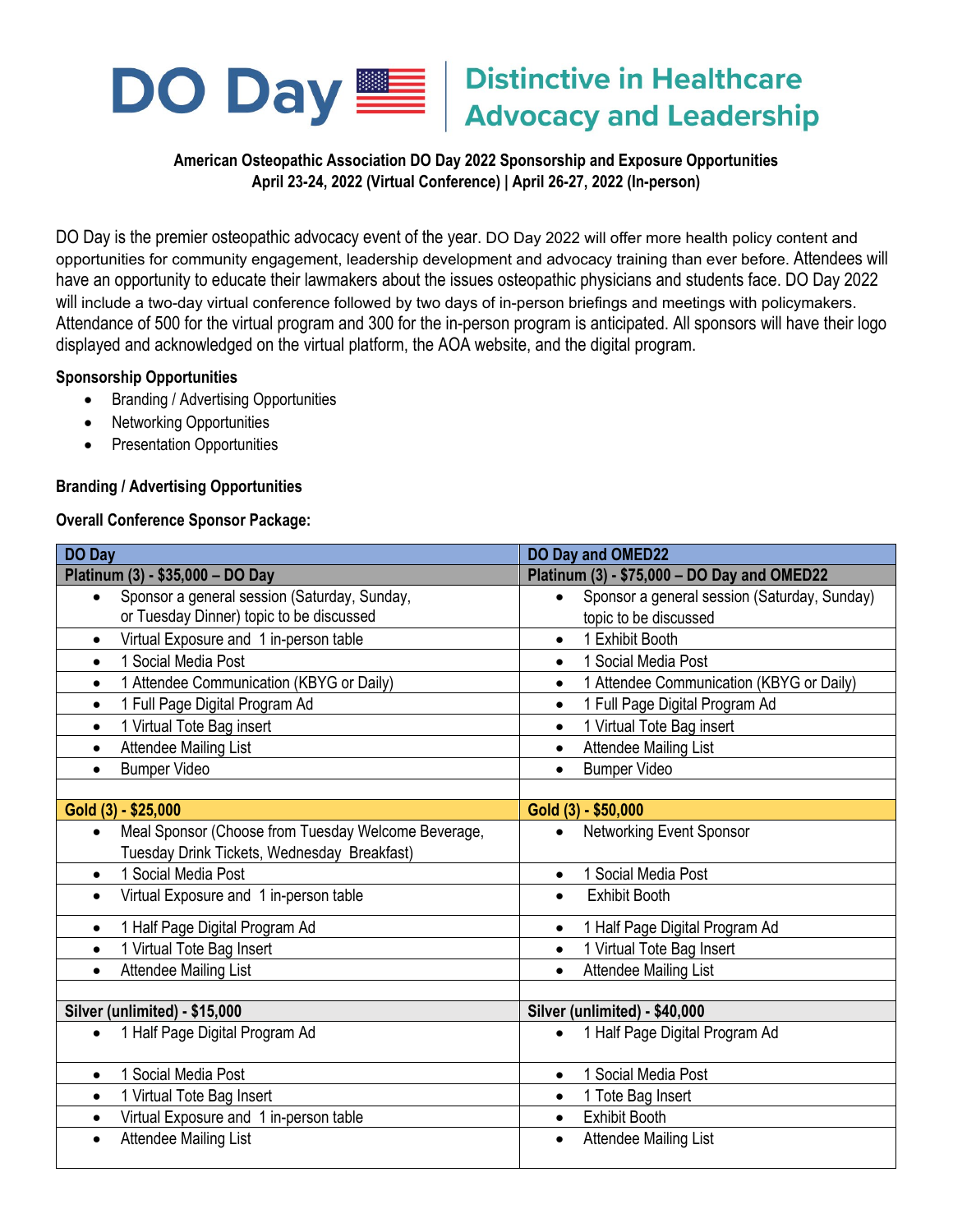# DO Day | Distinctive in Healthcare Advocacy and Leadership

**American Osteopathic Association DO Day 2022 Sponsorship and Exposure Opportunities**
**April 23-24, 2022 (Virtual Conference) | April 26-27, 2022 (In-person)**

DO Day is the premier osteopathic advocacy event of the year. DO Day 2022 will offer more health policy content and opportunities for community engagement, leadership development and advocacy training than ever before. Attendees will have an opportunity to educate their lawmakers about the issues osteopathic physicians and students face. DO Day 2022 will include a two-day virtual conference followed by two days of in-person briefings and meetings with policymakers. Attendance of 500 for the virtual program and 300 for the in-person program is anticipated. All sponsors will have their logo displayed and acknowledged on the virtual platform, the AOA website, and the digital program.

**Sponsorship Opportunities**

- Branding / Advertising Opportunities
- Networking Opportunities
- Presentation Opportunities

**Branding / Advertising Opportunities**

**Overall Conference Sponsor Package:**

| DO Day | DO Day and OMED22 |
|---|---|
| **Platinum (3) - $35,000 – DO Day** | **Platinum (3) - $75,000 – DO Day and OMED22** |
| • Sponsor a general session (Saturday, Sunday, or Tuesday Dinner) topic to be discussed | • Sponsor a general session (Saturday, Sunday) topic to be discussed |
| • Virtual Exposure and 1 in-person table | • 1 Exhibit Booth |
| • 1 Social Media Post | • 1 Social Media Post |
| • 1 Attendee Communication (KBYG or Daily) | • 1 Attendee Communication (KBYG or Daily) |
| • 1 Full Page Digital Program Ad | • 1 Full Page Digital Program Ad |
| • 1 Virtual Tote Bag insert | • 1 Virtual Tote Bag insert |
| • Attendee Mailing List | • Attendee Mailing List |
| • Bumper Video | • Bumper Video |
| | |
| **Gold (3) - $25,000** | **Gold (3) - $50,000** |
| • Meal Sponsor (Choose from Tuesday Welcome Beverage, Tuesday Drink Tickets, Wednesday Breakfast) | • Networking Event Sponsor |
| • 1 Social Media Post | • 1 Social Media Post |
| • Virtual Exposure and 1 in-person table | • Exhibit Booth |
| • 1 Half Page Digital Program Ad | • 1 Half Page Digital Program Ad |
| • 1 Virtual Tote Bag Insert | • 1 Virtual Tote Bag Insert |
| • Attendee Mailing List | • Attendee Mailing List |
| | |
| **Silver (unlimited) - $15,000** | **Silver (unlimited) - $40,000** |
| • 1 Half Page Digital Program Ad | • 1 Half Page Digital Program Ad |
| • 1 Social Media Post | • 1 Social Media Post |
| • 1 Virtual Tote Bag Insert | • 1 Tote Bag Insert |
| • Virtual Exposure and 1 in-person table | • Exhibit Booth |
| • Attendee Mailing List | • Attendee Mailing List |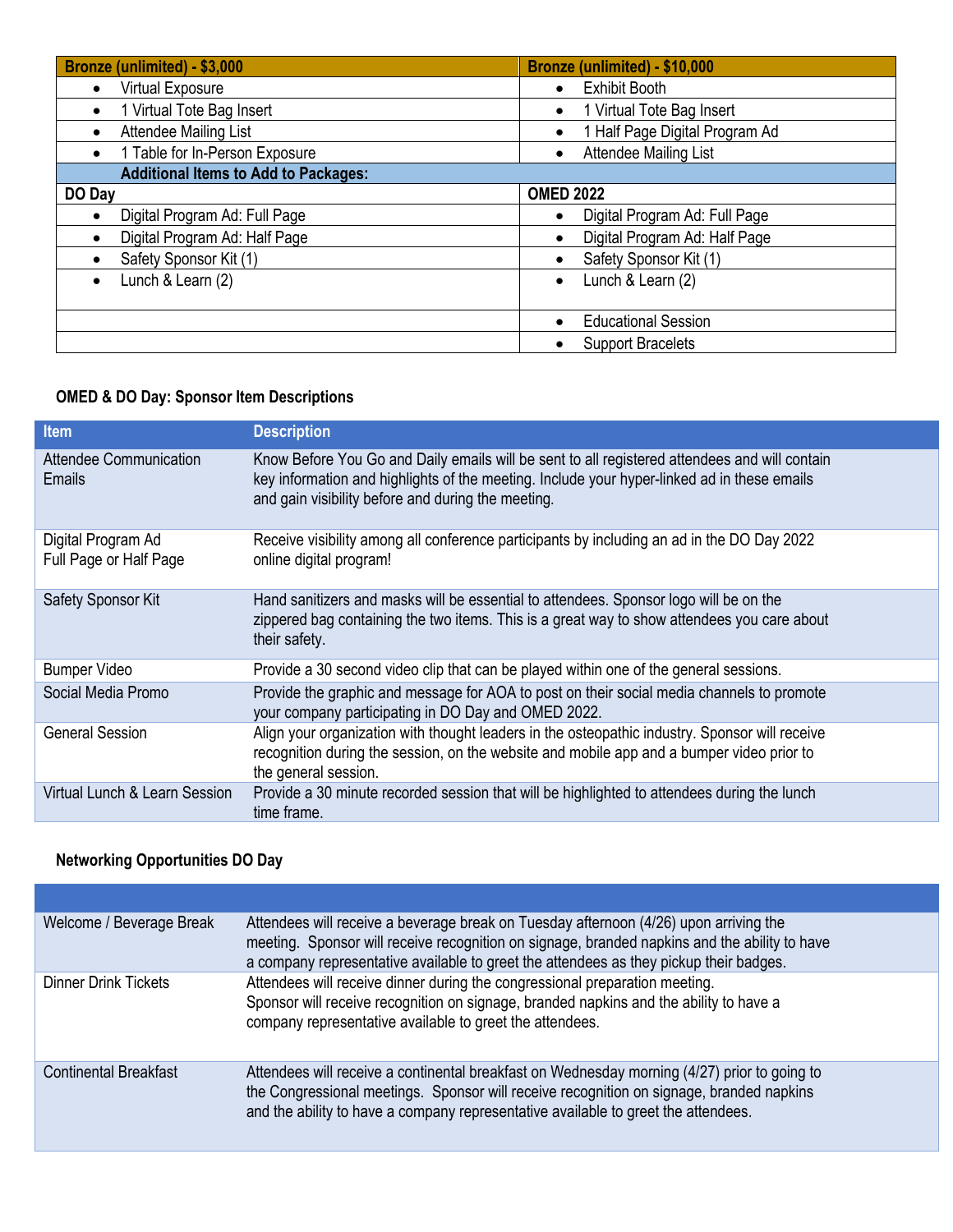| Bronze (unlimited) - $3,000 | Bronze (unlimited) - $10,000 |
|---|---|
| • Virtual Exposure | • Exhibit Booth |
| • 1 Virtual Tote Bag Insert | • 1 Virtual Tote Bag Insert |
| • Attendee Mailing List | • 1 Half Page Digital Program Ad |
| • 1 Table for In-Person Exposure | • Attendee Mailing List |
| **Additional Items to Add to Packages:** | |
| **DO Day** | **OMED 2022** |
| • Digital Program Ad: Full Page | • Digital Program Ad: Full Page |
| • Digital Program Ad: Half Page | • Digital Program Ad: Half Page |
| • Safety Sponsor Kit (1) | • Safety Sponsor Kit (1) |
| • Lunch & Learn (2) | • Lunch & Learn (2) |
| | • Educational Session |
| | • Support Bracelets |

### OMED & DO Day: Sponsor Item Descriptions

| Item | Description |
|---|---|
| Attendee Communication Emails | Know Before You Go and Daily emails will be sent to all registered attendees and will contain key information and highlights of the meeting. Include your hyper-linked ad in these emails and gain visibility before and during the meeting. |
| Digital Program Ad Full Page or Half Page | Receive visibility among all conference participants by including an ad in the DO Day 2022 online digital program! |
| Safety Sponsor Kit | Hand sanitizers and masks will be essential to attendees. Sponsor logo will be on the zippered bag containing the two items. This is a great way to show attendees you care about their safety. |
| Bumper Video | Provide a 30 second video clip that can be played within one of the general sessions. |
| Social Media Promo | Provide the graphic and message for AOA to post on their social media channels to promote your company participating in DO Day and OMED 2022. |
| General Session | Align your organization with thought leaders in the osteopathic industry. Sponsor will receive recognition during the session, on the website and mobile app and a bumper video prior to the general session. |
| Virtual Lunch & Learn Session | Provide a 30 minute recorded session that will be highlighted to attendees during the lunch time frame. |

### Networking Opportunities DO Day

| | |
|---|---|
| Welcome / Beverage Break | Attendees will receive a beverage break on Tuesday afternoon (4/26) upon arriving the meeting. Sponsor will receive recognition on signage, branded napkins and the ability to have a company representative available to greet the attendees as they pickup their badges. |
| Dinner Drink Tickets | Attendees will receive dinner during the congressional preparation meeting. Sponsor will receive recognition on signage, branded napkins and the ability to have a company representative available to greet the attendees. |
| Continental Breakfast | Attendees will receive a continental breakfast on Wednesday morning (4/27) prior to going to the Congressional meetings. Sponsor will receive recognition on signage, branded napkins and the ability to have a company representative available to greet the attendees. |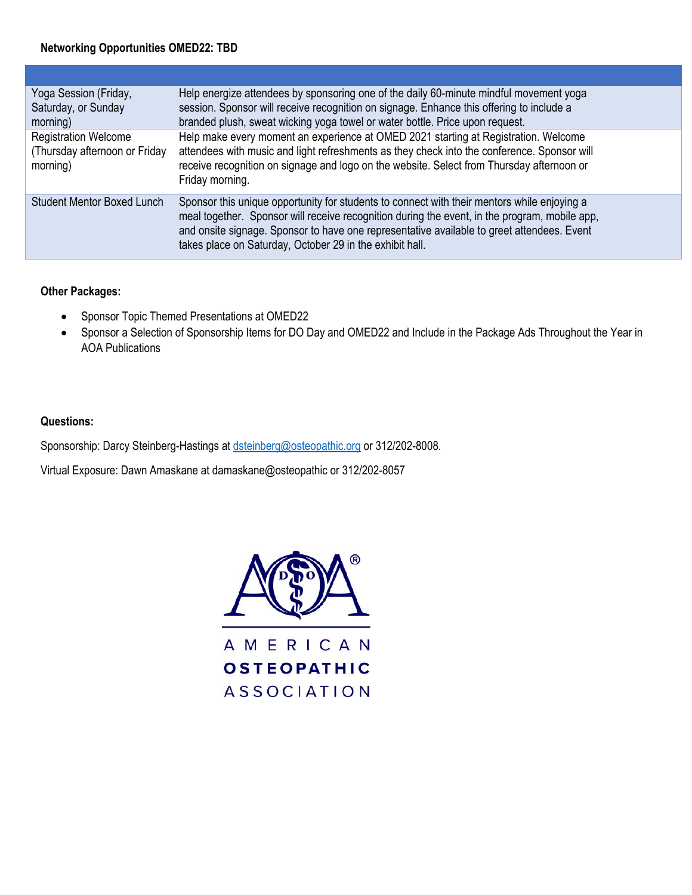**Networking Opportunities OMED22: TBD**

| | |
|---|---|
| Yoga Session (Friday, Saturday, or Sunday morning) | Help energize attendees by sponsoring one of the daily 60-minute mindful movement yoga session. Sponsor will receive recognition on signage. Enhance this offering to include a branded plush, sweat wicking yoga towel or water bottle. Price upon request. |
| Registration Welcome (Thursday afternoon or Friday morning) | Help make every moment an experience at OMED 2021 starting at Registration. Welcome attendees with music and light refreshments as they check into the conference. Sponsor will receive recognition on signage and logo on the website. Select from Thursday afternoon or Friday morning. |
| Student Mentor Boxed Lunch | Sponsor this unique opportunity for students to connect with their mentors while enjoying a meal together. Sponsor will receive recognition during the event, in the program, mobile app, and onsite signage. Sponsor to have one representative available to greet attendees. Event takes place on Saturday, October 29 in the exhibit hall. |

**Other Packages:**

- Sponsor Topic Themed Presentations at OMED22
- Sponsor a Selection of Sponsorship Items for DO Day and OMED22 and Include in the Package Ads Throughout the Year in AOA Publications

**Questions:**

Sponsorship: Darcy Steinberg-Hastings at dsteinberg@osteopathic.org or 312/202-8008.

Virtual Exposure: Dawn Amaskane at damaskane@osteopathic or 312/202-8057

AMERICAN OSTEOPATHIC ASSOCIATION